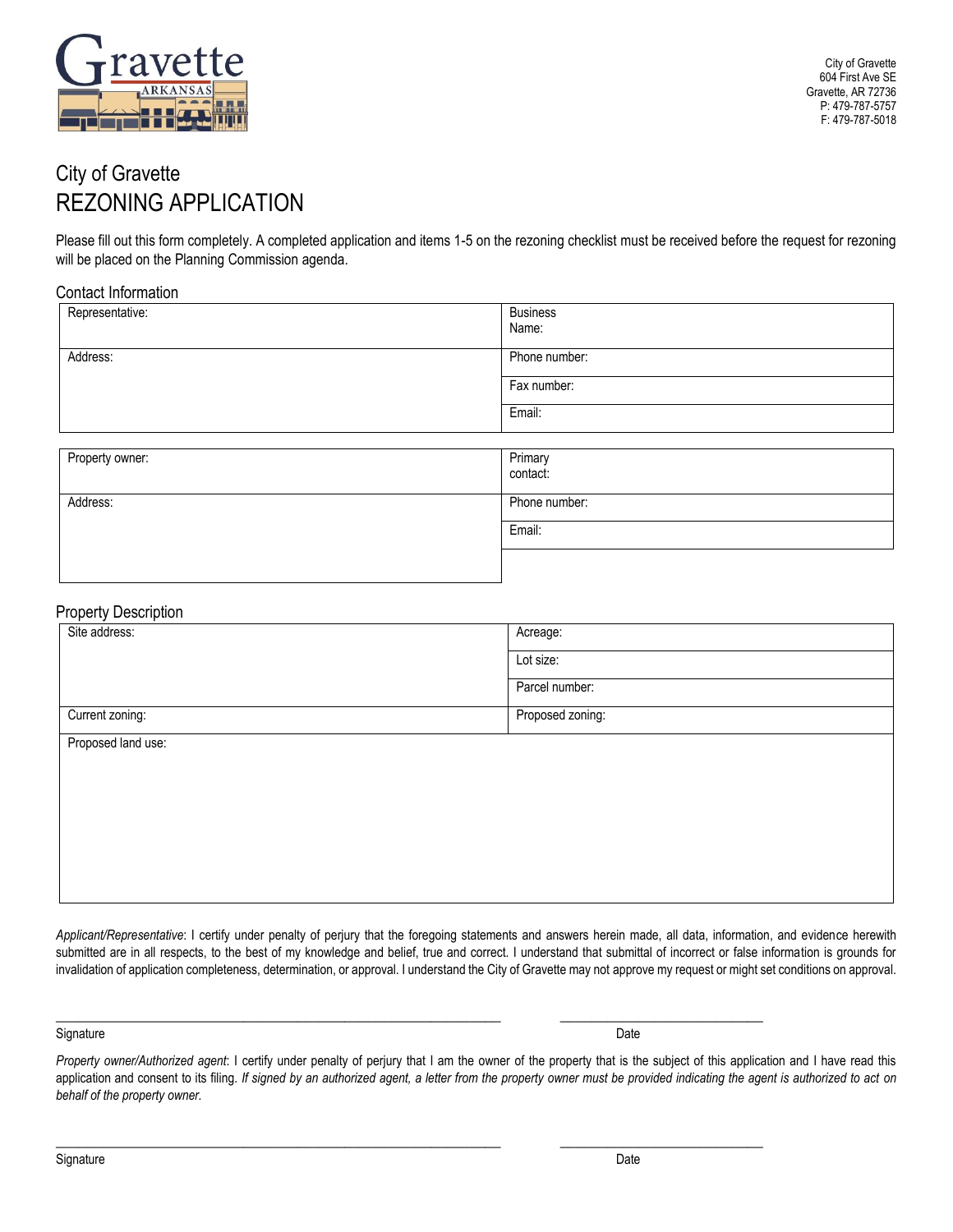City of Gravette
604 First Ave SE
Gravette, AR 72736
P: 479-787-5757
F: 479-787-5018

# City of Gravette
# REZONING APPLICATION

Please fill out this form completely. A completed application and items 1-5 on the rezoning checklist must be received before the request for rezoning will be placed on the Planning Commission agenda.

## Contact Information

| | |
|---|---|
| Representative: | Business Name: |
| Address: | Phone number: |
| | Fax number: |
| | Email: |

| | |
|---|---|
| Property owner: | Primary contact: |
| Address: | Phone number: |
| | Email: |

## Property Description

| | |
|---|---|
| Site address: | Acreage: |
| | Lot size: |
| | Parcel number: |
| Current zoning: | Proposed zoning: |
| Proposed land use: | |

*Applicant/Representative*: I certify under penalty of perjury that the foregoing statements and answers herein made, all data, information, and evidence herewith submitted are in all respects, to the best of my knowledge and belief, true and correct. I understand that submittal of incorrect or false information is grounds for invalidation of application completeness, determination, or approval. I understand the City of Gravette may not approve my request or might set conditions on approval.

_______________________________________________ ________________________

Signature Date

*Property owner/Authorized agent*: I certify under penalty of perjury that I am the owner of the property that is the subject of this application and I have read this application and consent to its filing. *If signed by an authorized agent, a letter from the property owner must be provided indicating the agent is authorized to act on behalf of the property owner.*

_______________________________________________ ________________________

Signature Date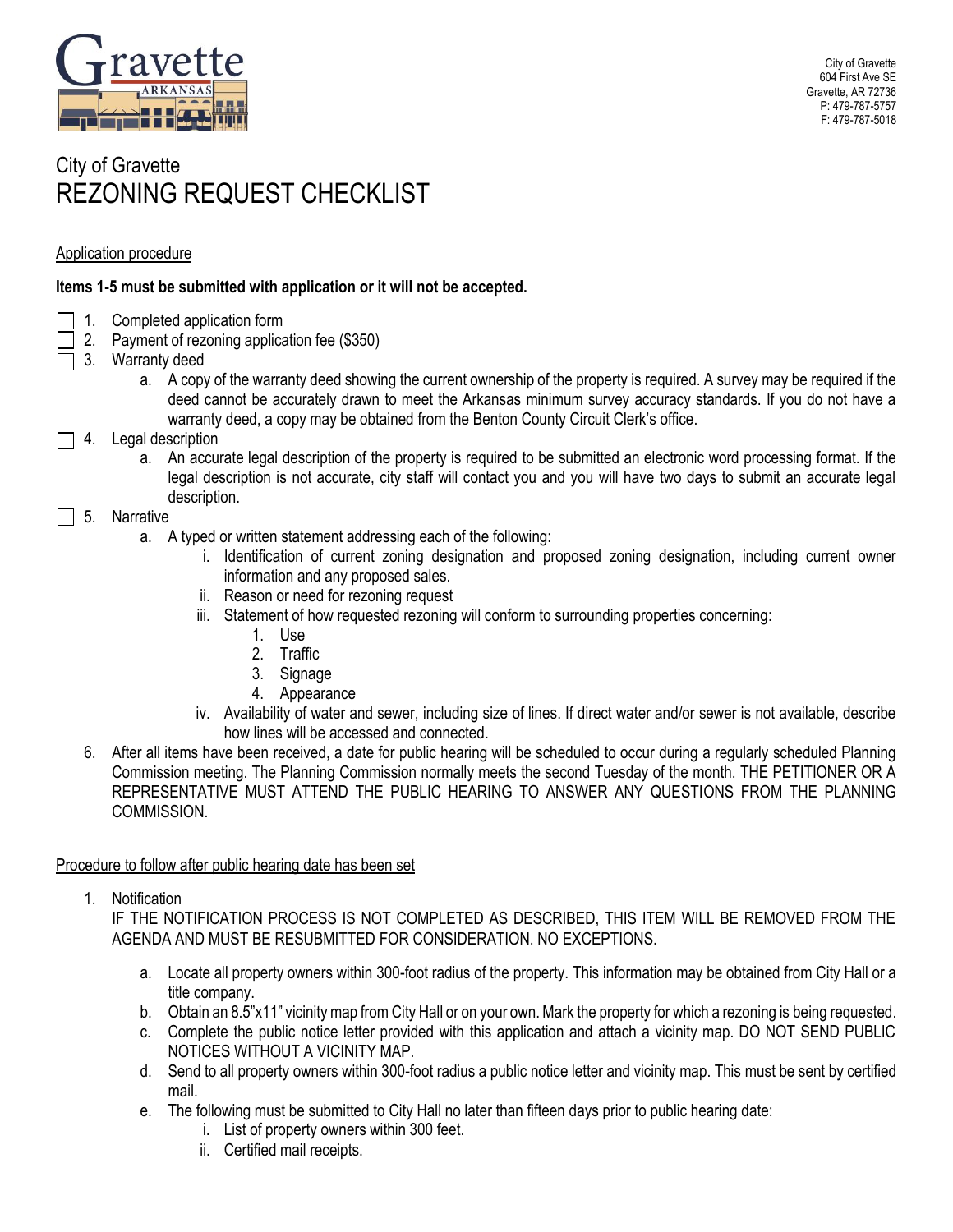City of Gravette
604 First Ave SE
Gravette, AR 72736
P: 479-787-5757
F: 479-787-5018

# City of Gravette
# REZONING REQUEST CHECKLIST

Application procedure

**Items 1-5 must be submitted with application or it will not be accepted.**

- ☐ 1. Completed application form
- ☐ 2. Payment of rezoning application fee ($350)
- ☐ 3. Warranty deed
  - a. A copy of the warranty deed showing the current ownership of the property is required. A survey may be required if the deed cannot be accurately drawn to meet the Arkansas minimum survey accuracy standards. If you do not have a warranty deed, a copy may be obtained from the Benton County Circuit Clerk's office.
- ☐ 4. Legal description
  - a. An accurate legal description of the property is required to be submitted an electronic word processing format. If the legal description is not accurate, city staff will contact you and you will have two days to submit an accurate legal description.
- ☐ 5. Narrative
  - a. A typed or written statement addressing each of the following:
    - i. Identification of current zoning designation and proposed zoning designation, including current owner information and any proposed sales.
    - ii. Reason or need for rezoning request
    - iii. Statement of how requested rezoning will conform to surrounding properties concerning:
      1. Use
      2. Traffic
      3. Signage
      4. Appearance
    - iv. Availability of water and sewer, including size of lines. If direct water and/or sewer is not available, describe how lines will be accessed and connected.
- 6. After all items have been received, a date for public hearing will be scheduled to occur during a regularly scheduled Planning Commission meeting. The Planning Commission normally meets the second Tuesday of the month. THE PETITIONER OR A REPRESENTATIVE MUST ATTEND THE PUBLIC HEARING TO ANSWER ANY QUESTIONS FROM THE PLANNING COMMISSION.

Procedure to follow after public hearing date has been set

1. Notification
   IF THE NOTIFICATION PROCESS IS NOT COMPLETED AS DESCRIBED, THIS ITEM WILL BE REMOVED FROM THE AGENDA AND MUST BE RESUBMITTED FOR CONSIDERATION. NO EXCEPTIONS.
   - a. Locate all property owners within 300-foot radius of the property. This information may be obtained from City Hall or a title company.
   - b. Obtain an 8.5"x11" vicinity map from City Hall or on your own. Mark the property for which a rezoning is being requested.
   - c. Complete the public notice letter provided with this application and attach a vicinity map. DO NOT SEND PUBLIC NOTICES WITHOUT A VICINITY MAP.
   - d. Send to all property owners within 300-foot radius a public notice letter and vicinity map. This must be sent by certified mail.
   - e. The following must be submitted to City Hall no later than fifteen days prior to public hearing date:
     - i. List of property owners within 300 feet.
     - ii. Certified mail receipts.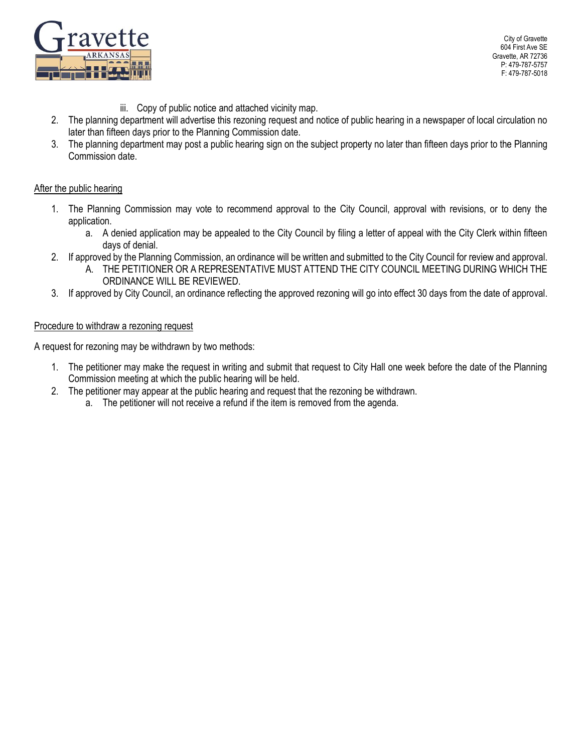iii. Copy of public notice and attached vicinity map.

2. The planning department will advertise this rezoning request and notice of public hearing in a newspaper of local circulation no later than fifteen days prior to the Planning Commission date.
3. The planning department may post a public hearing sign on the subject property no later than fifteen days prior to the Planning Commission date.

<u>After the public hearing</u>

1. The Planning Commission may vote to recommend approval to the City Council, approval with revisions, or to deny the application.
   a. A denied application may be appealed to the City Council by filing a letter of appeal with the City Clerk within fifteen days of denial.
2. If approved by the Planning Commission, an ordinance will be written and submitted to the City Council for review and approval.
   A. THE PETITIONER OR A REPRESENTATIVE MUST ATTEND THE CITY COUNCIL MEETING DURING WHICH THE ORDINANCE WILL BE REVIEWED.
3. If approved by City Council, an ordinance reflecting the approved rezoning will go into effect 30 days from the date of approval.

<u>Procedure to withdraw a rezoning request</u>

A request for rezoning may be withdrawn by two methods:

1. The petitioner may make the request in writing and submit that request to City Hall one week before the date of the Planning Commission meeting at which the public hearing will be held.
2. The petitioner may appear at the public hearing and request that the rezoning be withdrawn.
   a. The petitioner will not receive a refund if the item is removed from the agenda.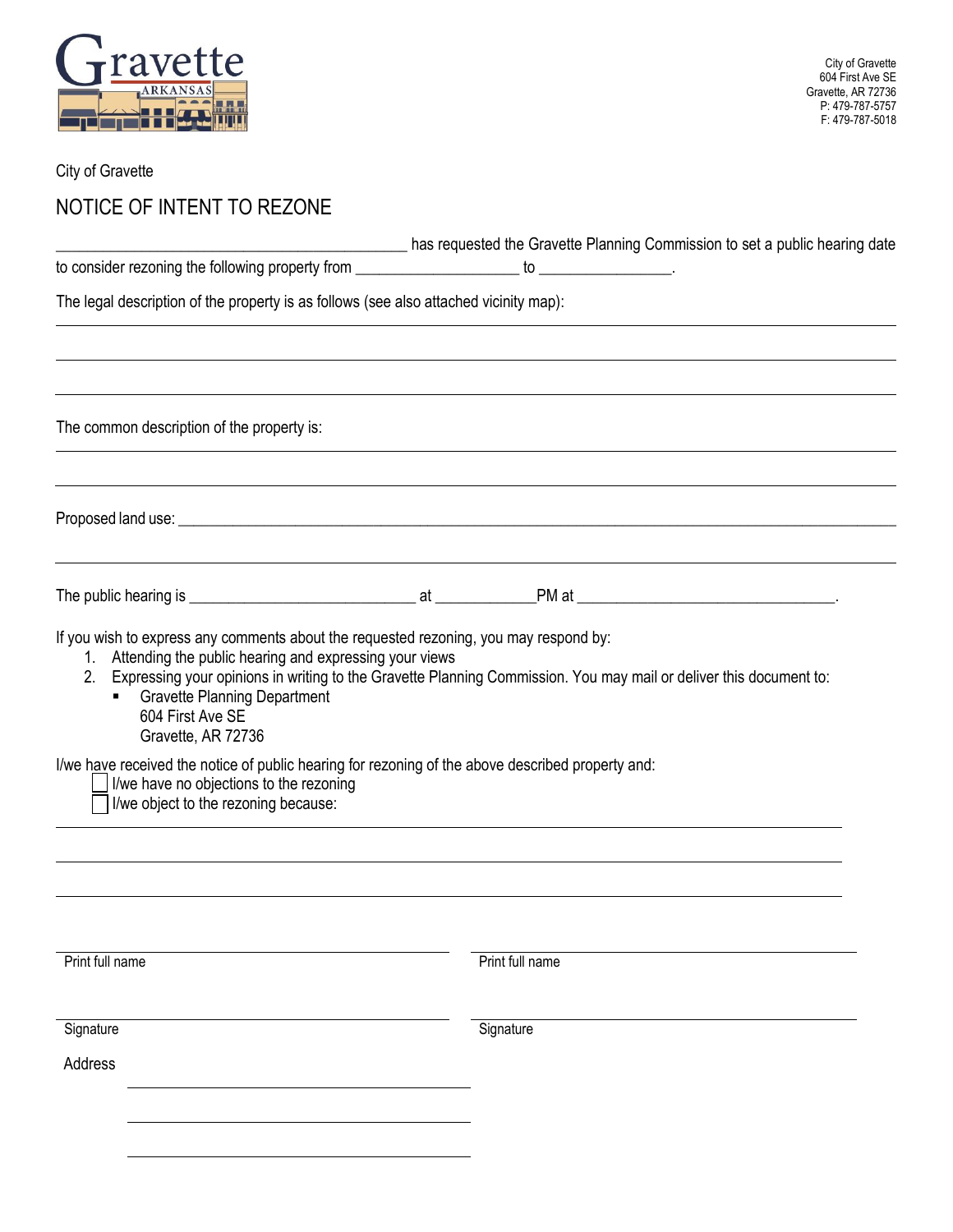City of Gravette
604 First Ave SE
Gravette, AR 72736
P: 479-787-5757
F: 479-787-5018

City of Gravette

# NOTICE OF INTENT TO REZONE

_______________________________________ has requested the Gravette Planning Commission to set a public hearing date to consider rezoning the following property from ____________________ to ________________.

The legal description of the property is as follows (see also attached vicinity map):

_______________________________________________________________________________

_______________________________________________________________________________

_______________________________________________________________________________

The common description of the property is:

_______________________________________________________________________________

_______________________________________________________________________________

Proposed land use: _______________________________________________________________

_______________________________________________________________________________

The public hearing is ___________________________ at ____________PM at ________________________________.

If you wish to express any comments about the requested rezoning, you may respond by:

1. Attending the public hearing and expressing your views
2. Expressing your opinions in writing to the Gravette Planning Commission. You may mail or deliver this document to:
   - Gravette Planning Department
     604 First Ave SE
     Gravette, AR 72736

I/we have received the notice of public hearing for rezoning of the above described property and:

- ☐ I/we have no objections to the rezoning
- ☐ I/we object to the rezoning because:

_______________________________________________________________________________

_______________________________________________________________________________

_______________________________________________________________________________

| | |
|---|---|
| ______________________________ | ______________________________ |
| Print full name | Print full name |
| ______________________________ | ______________________________ |
| Signature | Signature |

Address ______________________________

______________________________

______________________________